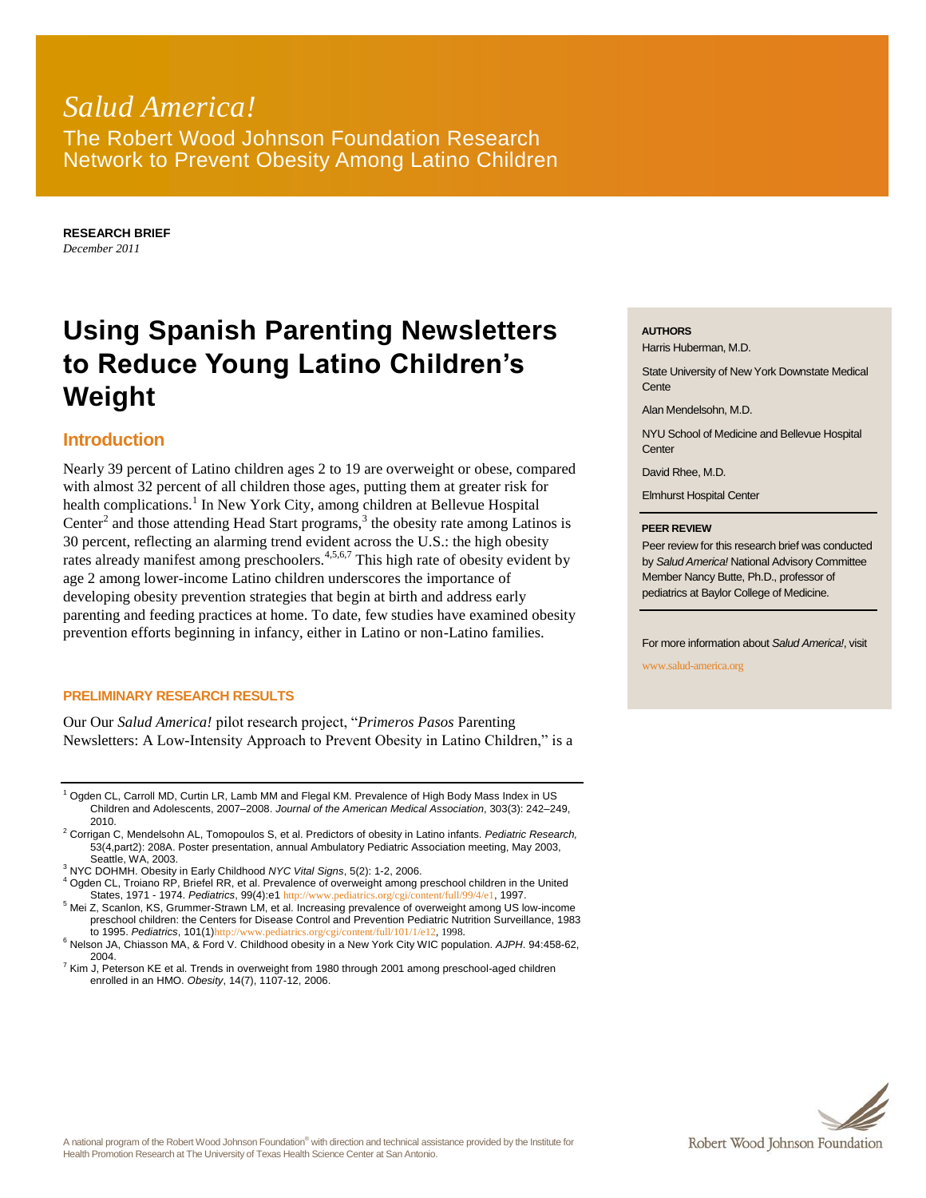*Salud America!*

The Robert Wood Johnson Foundation Research Network to Prevent Obesity Among Latino Children

**RESEARCH BRIEF**
*December 2011*

# Using Spanish Parenting Newsletters to Reduce Young Latino Children's Weight

## Introduction

Nearly 39 percent of Latino children ages 2 to 19 are overweight or obese, compared with almost 32 percent of all children those ages, putting them at greater risk for health complications.[1] In New York City, among children at Bellevue Hospital Center[2] and those attending Head Start programs,[3] the obesity rate among Latinos is 30 percent, reflecting an alarming trend evident across the U.S.: the high obesity rates already manifest among preschoolers.[4,5,6,7] This high rate of obesity evident by age 2 among lower-income Latino children underscores the importance of developing obesity prevention strategies that begin at birth and address early parenting and feeding practices at home. To date, few studies have examined obesity prevention efforts beginning in infancy, either in Latino or non-Latino families.

### PRELIMINARY RESEARCH RESULTS

Our Our *Salud America!* pilot research project, "*Primeros Pasos* Parenting Newsletters: A Low-Intensity Approach to Prevent Obesity in Latino Children," is a

**AUTHORS**

Harris Huberman, M.D.

State University of New York Downstate Medical Cente

Alan Mendelsohn, M.D.

NYU School of Medicine and Bellevue Hospital Center

David Rhee, M.D.

Elmhurst Hospital Center

**PEER REVIEW**

Peer review for this research brief was conducted by *Salud America!* National Advisory Committee Member Nancy Butte, Ph.D., professor of pediatrics at Baylor College of Medicine.

For more information about *Salud America!*, visit www.salud-america.org

---

[1] Ogden CL, Carroll MD, Curtin LR, Lamb MM and Flegal KM. Prevalence of High Body Mass Index in US Children and Adolescents, 2007–2008. *Journal of the American Medical Association*, 303(3): 242–249, 2010.

[2] Corrigan C, Mendelsohn AL, Tomopoulos S, et al. Predictors of obesity in Latino infants. *Pediatric Research,* 53(4,part2): 208A. Poster presentation, annual Ambulatory Pediatric Association meeting, May 2003, Seattle, WA, 2003.

[3] NYC DOHMH. Obesity in Early Childhood *NYC Vital Signs*, 5(2): 1-2, 2006.

[4] Ogden CL, Troiano RP, Briefel RR, et al. Prevalence of overweight among preschool children in the United States, 1971 - 1974. *Pediatrics*, 99(4):e1 http://www.pediatrics.org/cgi/content/full/99/4/e1, 1997.

[5] Mei Z, Scanlon, KS, Grummer-Strawn LM, et al. Increasing prevalence of overweight among US low-income preschool children: the Centers for Disease Control and Prevention Pediatric Nutrition Surveillance, 1983 to 1995. *Pediatrics*, 101(1)http://www.pediatrics.org/cgi/content/full/101/1/e12, 1998.

[6] Nelson JA, Chiasson MA, & Ford V. Childhood obesity in a New York City WIC population. *AJPH*. 94:458-62, 2004.

[7] Kim J, Peterson KE et al. Trends in overweight from 1980 through 2001 among preschool-aged children enrolled in an HMO. *Obesity*, 14(7), 1107-12, 2006.

A national program of the Robert Wood Johnson Foundation® with direction and technical assistance provided by the Institute for Health Promotion Research at The University of Texas Health Science Center at San Antonio.

Robert Wood Johnson Foundation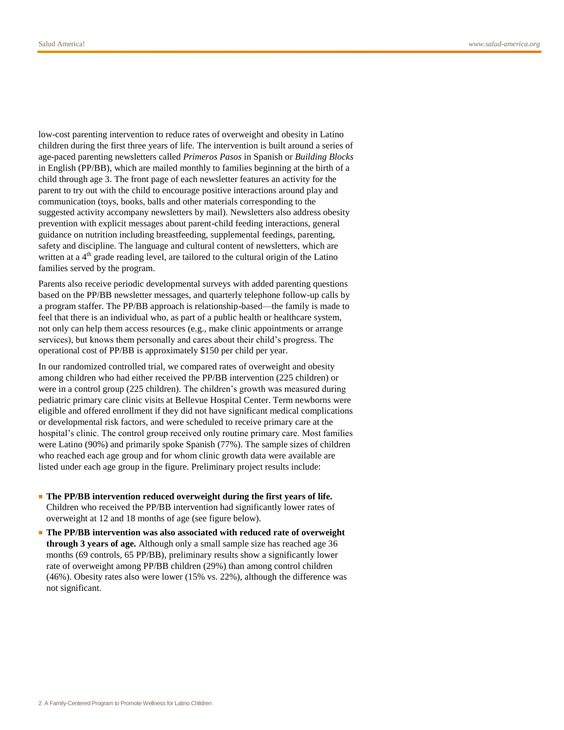low-cost parenting intervention to reduce rates of overweight and obesity in Latino children during the first three years of life. The intervention is built around a series of age-paced parenting newsletters called *Primeros Pasos* in Spanish or *Building Blocks* in English (PP/BB), which are mailed monthly to families beginning at the birth of a child through age 3. The front page of each newsletter features an activity for the parent to try out with the child to encourage positive interactions around play and communication (toys, books, balls and other materials corresponding to the suggested activity accompany newsletters by mail). Newsletters also address obesity prevention with explicit messages about parent-child feeding interactions, general guidance on nutrition including breastfeeding, supplemental feedings, parenting, safety and discipline. The language and cultural content of newsletters, which are written at a 4th grade reading level, are tailored to the cultural origin of the Latino families served by the program.

Parents also receive periodic developmental surveys with added parenting questions based on the PP/BB newsletter messages, and quarterly telephone follow-up calls by a program staffer. The PP/BB approach is relationship-based—the family is made to feel that there is an individual who, as part of a public health or healthcare system, not only can help them access resources (e.g., make clinic appointments or arrange services), but knows them personally and cares about their child's progress. The operational cost of PP/BB is approximately $150 per child per year.

In our randomized controlled trial, we compared rates of overweight and obesity among children who had either received the PP/BB intervention (225 children) or were in a control group (225 children). The children's growth was measured during pediatric primary care clinic visits at Bellevue Hospital Center. Term newborns were eligible and offered enrollment if they did not have significant medical complications or developmental risk factors, and were scheduled to receive primary care at the hospital's clinic. The control group received only routine primary care. Most families were Latino (90%) and primarily spoke Spanish (77%). The sample sizes of children who reached each age group and for whom clinic growth data were available are listed under each age group in the figure. Preliminary project results include:

- **The PP/BB intervention reduced overweight during the first years of life.** Children who received the PP/BB intervention had significantly lower rates of overweight at 12 and 18 months of age (see figure below).
- **The PP/BB intervention was also associated with reduced rate of overweight through 3 years of age.** Although only a small sample size has reached age 36 months (69 controls, 65 PP/BB), preliminary results show a significantly lower rate of overweight among PP/BB children (29%) than among control children (46%). Obesity rates also were lower (15% vs. 22%), although the difference was not significant.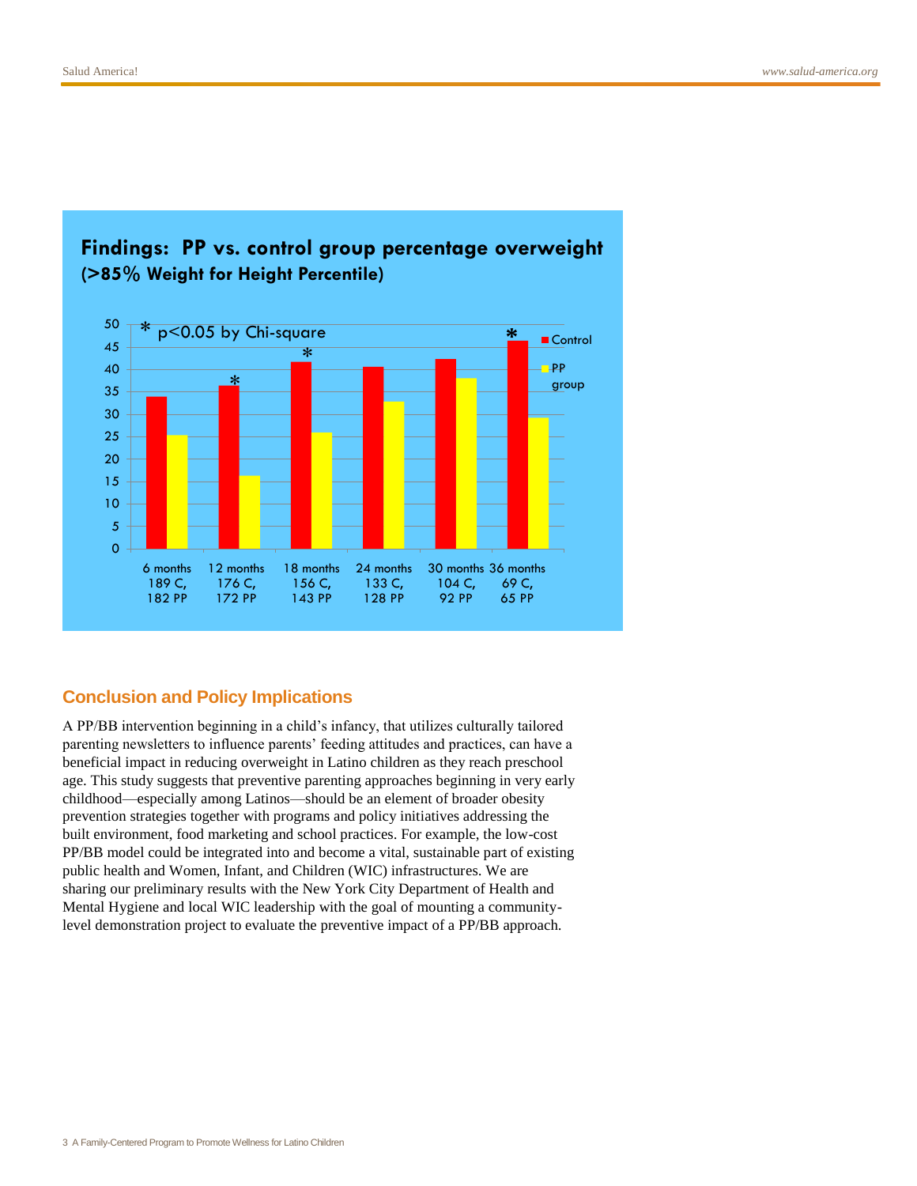**Findings: PP vs. control group percentage overweight (>85% Weight for Height Percentile)**

* $p<0.05$ by Chi-square

Control

PP group

50
45
40
35
30
25
20
15
10
5
0

6 months 189 C, 182 PP

12 months 176 C, 172 PP

18 months 156 C, 143 PP

24 months 133 C, 128 PP

30 months 104 C, 92 PP

36 months 69 C, 65 PP

## Conclusion and Policy Implications

A PP/BB intervention beginning in a child's infancy, that utilizes culturally tailored parenting newsletters to influence parents' feeding attitudes and practices, can have a beneficial impact in reducing overweight in Latino children as they reach preschool age. This study suggests that preventive parenting approaches beginning in very early childhood—especially among Latinos—should be an element of broader obesity prevention strategies together with programs and policy initiatives addressing the built environment, food marketing and school practices. For example, the low-cost PP/BB model could be integrated into and become a vital, sustainable part of existing public health and Women, Infant, and Children (WIC) infrastructures. We are sharing our preliminary results with the New York City Department of Health and Mental Hygiene and local WIC leadership with the goal of mounting a community-level demonstration project to evaluate the preventive impact of a PP/BB approach.